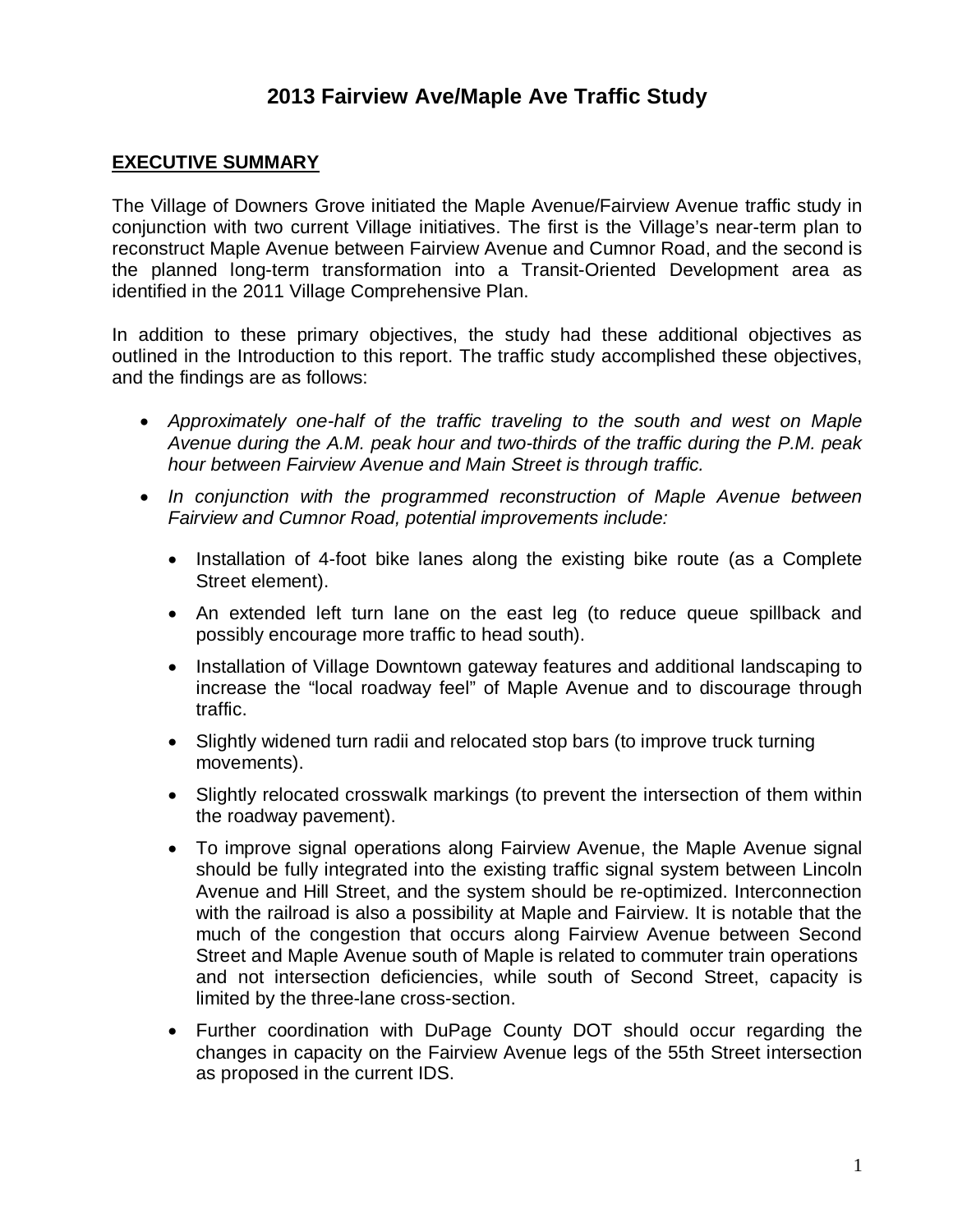# 2013 Fairview Ave/Maple Ave Traffic Study

## EXECUTIVE SUMMARY

The Village of Downers Grove initiated the Maple Avenue/Fairview Avenue traffic study in conjunction with two current Village initiatives. The first is the Village's near-term plan to reconstruct Maple Avenue between Fairview Avenue and Cumnor Road, and the second is the planned long-term transformation into a Transit-Oriented Development area as identified in the 2011 Village Comprehensive Plan.

In addition to these primary objectives, the study had these additional objectives as outlined in the Introduction to this report. The traffic study accomplished these objectives, and the findings are as follows:

- *Approximately one-half of the traffic traveling to the south and west on Maple Avenue during the A.M. peak hour and two-thirds of the traffic during the P.M. peak hour between Fairview Avenue and Main Street is through traffic.*
- *In conjunction with the programmed reconstruction of Maple Avenue between Fairview and Cumnor Road, potential improvements include:*
  - Installation of 4-foot bike lanes along the existing bike route (as a Complete Street element).
  - An extended left turn lane on the east leg (to reduce queue spillback and possibly encourage more traffic to head south).
  - Installation of Village Downtown gateway features and additional landscaping to increase the "local roadway feel" of Maple Avenue and to discourage through traffic.
  - Slightly widened turn radii and relocated stop bars (to improve truck turning movements).
  - Slightly relocated crosswalk markings (to prevent the intersection of them within the roadway pavement).
  - To improve signal operations along Fairview Avenue, the Maple Avenue signal should be fully integrated into the existing traffic signal system between Lincoln Avenue and Hill Street, and the system should be re-optimized. Interconnection with the railroad is also a possibility at Maple and Fairview. It is notable that the much of the congestion that occurs along Fairview Avenue between Second Street and Maple Avenue south of Maple is related to commuter train operations and not intersection deficiencies, while south of Second Street, capacity is limited by the three-lane cross-section.
  - Further coordination with DuPage County DOT should occur regarding the changes in capacity on the Fairview Avenue legs of the 55th Street intersection as proposed in the current IDS.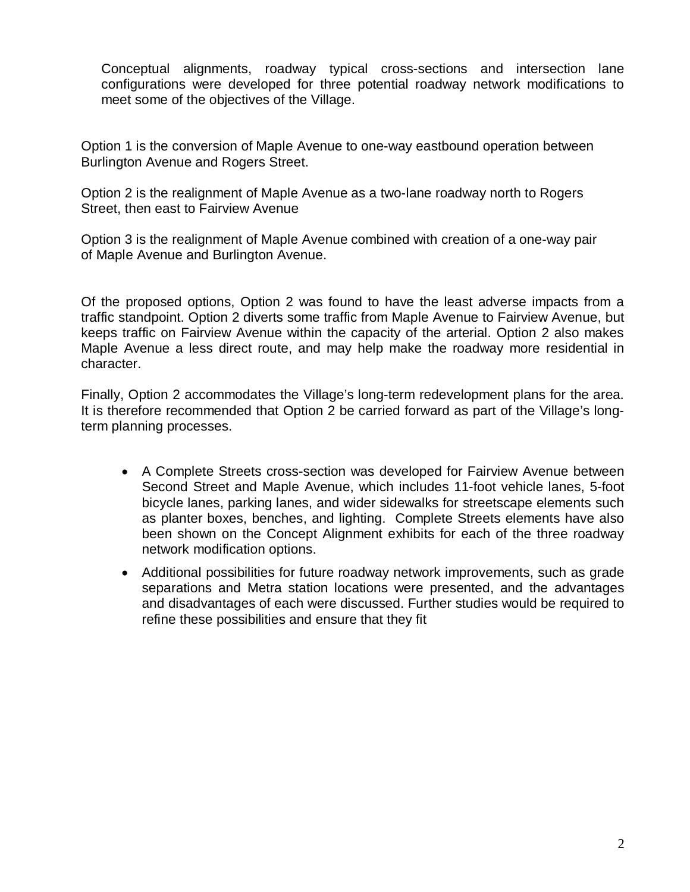Conceptual alignments, roadway typical cross-sections and intersection lane configurations were developed for three potential roadway network modifications to meet some of the objectives of the Village.

Option 1 is the conversion of Maple Avenue to one-way eastbound operation between Burlington Avenue and Rogers Street.

Option 2 is the realignment of Maple Avenue as a two-lane roadway north to Rogers Street, then east to Fairview Avenue

Option 3 is the realignment of Maple Avenue combined with creation of a one-way pair of Maple Avenue and Burlington Avenue.

Of the proposed options, Option 2 was found to have the least adverse impacts from a traffic standpoint. Option 2 diverts some traffic from Maple Avenue to Fairview Avenue, but keeps traffic on Fairview Avenue within the capacity of the arterial. Option 2 also makes Maple Avenue a less direct route, and may help make the roadway more residential in character.

Finally, Option 2 accommodates the Village's long-term redevelopment plans for the area. It is therefore recommended that Option 2 be carried forward as part of the Village's long-term planning processes.

- A Complete Streets cross-section was developed for Fairview Avenue between Second Street and Maple Avenue, which includes 11-foot vehicle lanes, 5-foot bicycle lanes, parking lanes, and wider sidewalks for streetscape elements such as planter boxes, benches, and lighting. Complete Streets elements have also been shown on the Concept Alignment exhibits for each of the three roadway network modification options.
- Additional possibilities for future roadway network improvements, such as grade separations and Metra station locations were presented, and the advantages and disadvantages of each were discussed. Further studies would be required to refine these possibilities and ensure that they fit